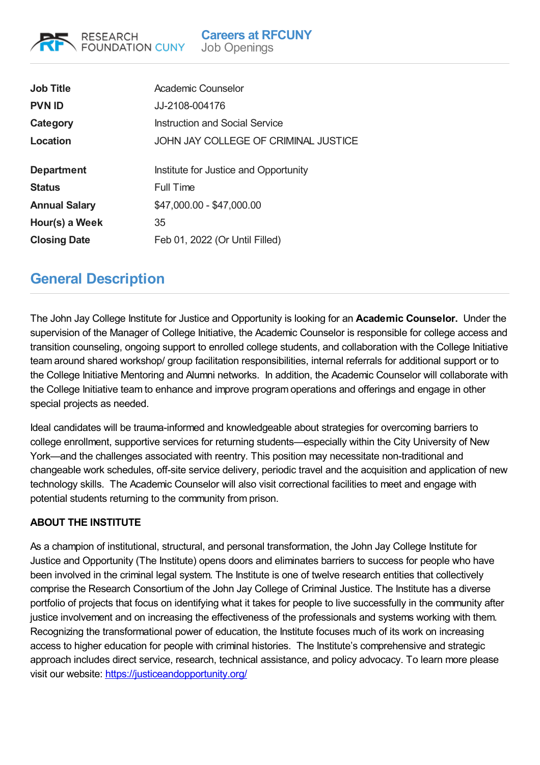Careers at RFCUNY
Job Openings

| Job Title | Academic Counselor |
| --- | --- |
| PVN ID | JJ-2108-004176 |
| Category | Instruction and Social Service |
| Location | JOHN JAY COLLEGE OF CRIMINAL JUSTICE |
| Department | Institute for Justice and Opportunity |
| Status | Full Time |
| Annual Salary | $47,000.00 - $47,000.00 |
| Hour(s) a Week | 35 |
| Closing Date | Feb 01, 2022 (Or Until Filled) |

## General Description

The John Jay College Institute for Justice and Opportunity is looking for an **Academic Counselor.** Under the supervision of the Manager of College Initiative, the Academic Counselor is responsible for college access and transition counseling, ongoing support to enrolled college students, and collaboration with the College Initiative team around shared workshop/ group facilitation responsibilities, internal referrals for additional support or to the College Initiative Mentoring and Alumni networks. In addition, the Academic Counselor will collaborate with the College Initiative team to enhance and improve program operations and offerings and engage in other special projects as needed.

Ideal candidates will be trauma-informed and knowledgeable about strategies for overcoming barriers to college enrollment, supportive services for returning students—especially within the City University of New York—and the challenges associated with reentry. This position may necessitate non-traditional and changeable work schedules, off-site service delivery, periodic travel and the acquisition and application of new technology skills. The Academic Counselor will also visit correctional facilities to meet and engage with potential students returning to the community from prison.

**ABOUT THE INSTITUTE**

As a champion of institutional, structural, and personal transformation, the John Jay College Institute for Justice and Opportunity (The Institute) opens doors and eliminates barriers to success for people who have been involved in the criminal legal system. The Institute is one of twelve research entities that collectively comprise the Research Consortium of the John Jay College of Criminal Justice. The Institute has a diverse portfolio of projects that focus on identifying what it takes for people to live successfully in the community after justice involvement and on increasing the effectiveness of the professionals and systems working with them. Recognizing the transformational power of education, the Institute focuses much of its work on increasing access to higher education for people with criminal histories. The Institute's comprehensive and strategic approach includes direct service, research, technical assistance, and policy advocacy. To learn more please visit our website: https://justiceandopportunity.org/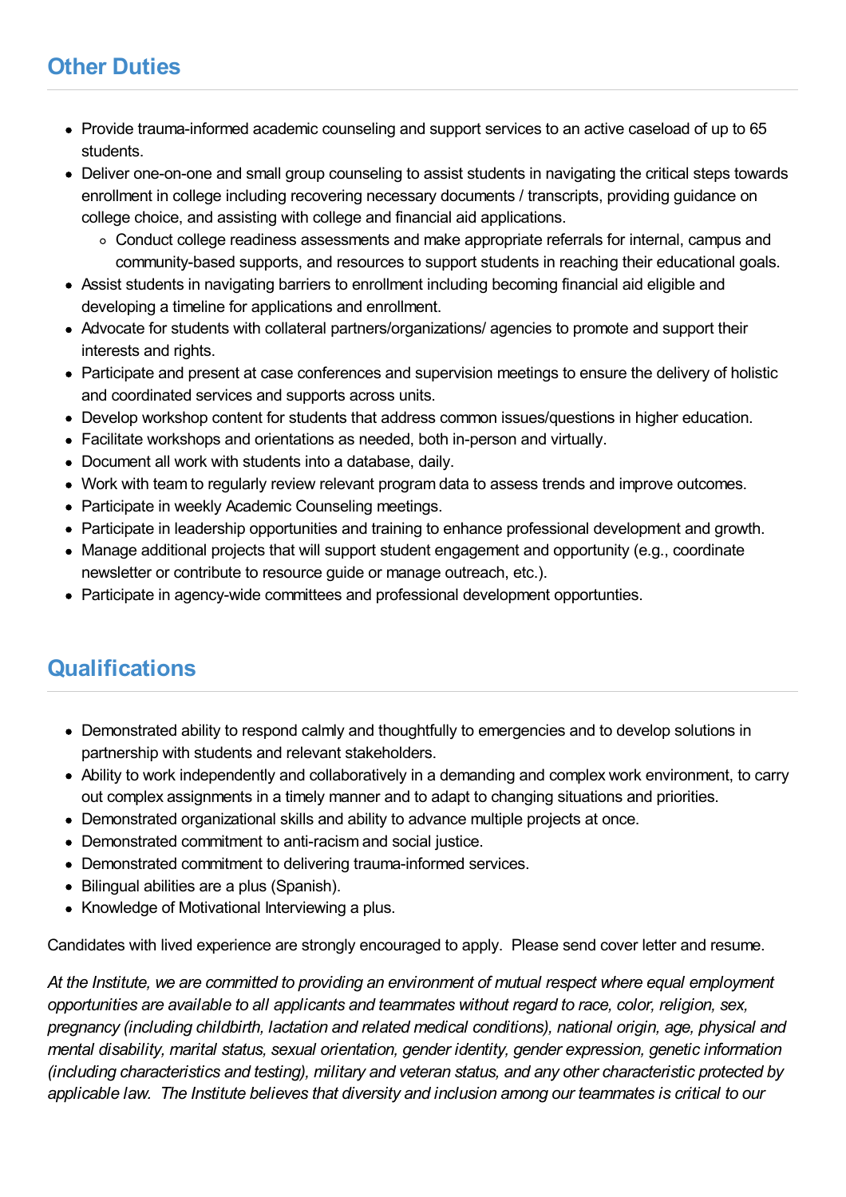## Other Duties

- Provide trauma-informed academic counseling and support services to an active caseload of up to 65 students.
- Deliver one-on-one and small group counseling to assist students in navigating the critical steps towards enrollment in college including recovering necessary documents / transcripts, providing guidance on college choice, and assisting with college and financial aid applications.
  - Conduct college readiness assessments and make appropriate referrals for internal, campus and community-based supports, and resources to support students in reaching their educational goals.
- Assist students in navigating barriers to enrollment including becoming financial aid eligible and developing a timeline for applications and enrollment.
- Advocate for students with collateral partners/organizations/ agencies to promote and support their interests and rights.
- Participate and present at case conferences and supervision meetings to ensure the delivery of holistic and coordinated services and supports across units.
- Develop workshop content for students that address common issues/questions in higher education.
- Facilitate workshops and orientations as needed, both in-person and virtually.
- Document all work with students into a database, daily.
- Work with team to regularly review relevant program data to assess trends and improve outcomes.
- Participate in weekly Academic Counseling meetings.
- Participate in leadership opportunities and training to enhance professional development and growth.
- Manage additional projects that will support student engagement and opportunity (e.g., coordinate newsletter or contribute to resource guide or manage outreach, etc.).
- Participate in agency-wide committees and professional development opportunities.

## Qualifications

- Demonstrated ability to respond calmly and thoughtfully to emergencies and to develop solutions in partnership with students and relevant stakeholders.
- Ability to work independently and collaboratively in a demanding and complex work environment, to carry out complex assignments in a timely manner and to adapt to changing situations and priorities.
- Demonstrated organizational skills and ability to advance multiple projects at once.
- Demonstrated commitment to anti-racism and social justice.
- Demonstrated commitment to delivering trauma-informed services.
- Bilingual abilities are a plus (Spanish).
- Knowledge of Motivational Interviewing a plus.

Candidates with lived experience are strongly encouraged to apply. Please send cover letter and resume.

*At the Institute, we are committed to providing an environment of mutual respect where equal employment opportunities are available to all applicants and teammates without regard to race, color, religion, sex, pregnancy (including childbirth, lactation and related medical conditions), national origin, age, physical and mental disability, marital status, sexual orientation, gender identity, gender expression, genetic information (including characteristics and testing), military and veteran status, and any other characteristic protected by applicable law. The Institute believes that diversity and inclusion among our teammates is critical to our*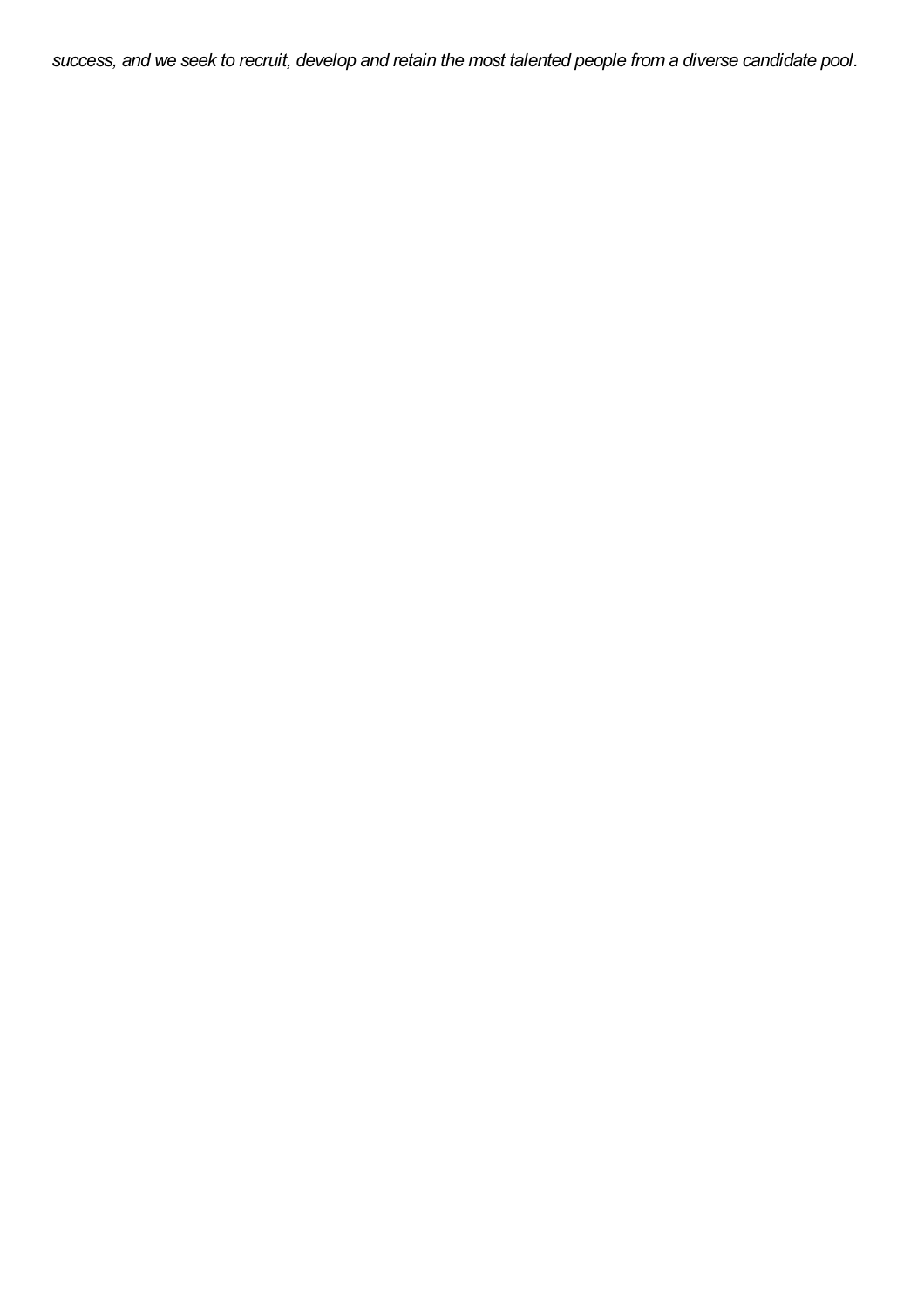*success, and we seek to recruit, develop and retain the most talented people from a diverse candidate pool.*